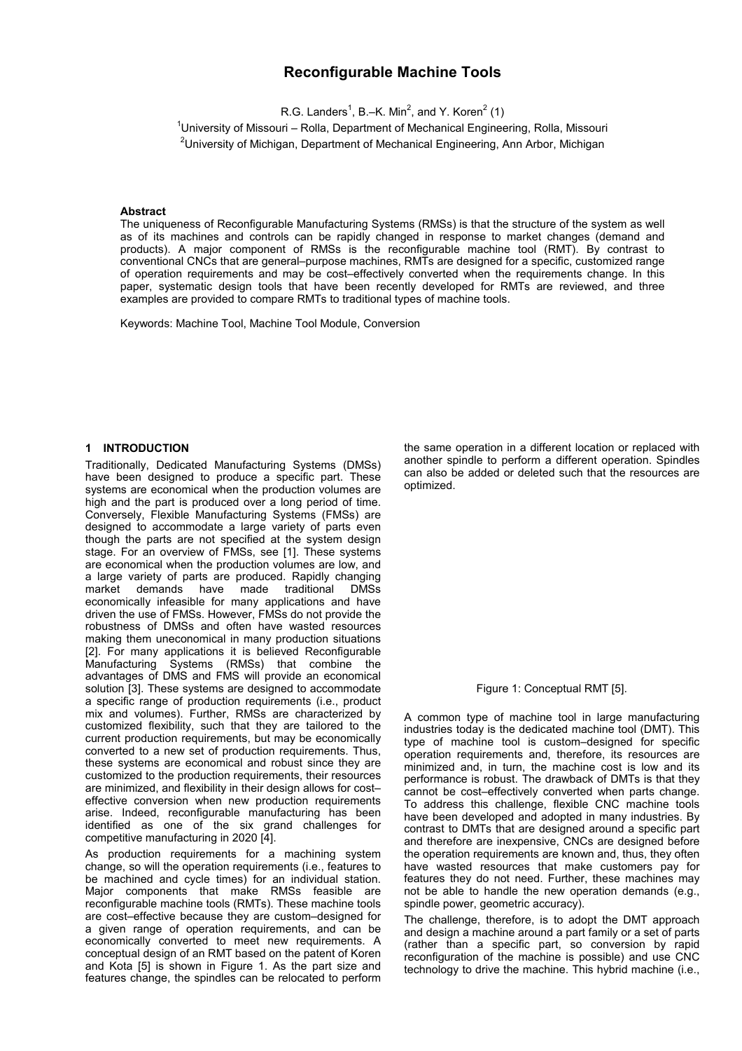# Reconfigurable Machine Tools

R.G. Landers[1], B.–K. Min[2], and Y. Koren[2] (1)

[1]University of Missouri – Rolla, Department of Mechanical Engineering, Rolla, Missouri

[2]University of Michigan, Department of Mechanical Engineering, Ann Arbor, Michigan

### Abstract

The uniqueness of Reconfigurable Manufacturing Systems (RMSs) is that the structure of the system as well as of its machines and controls can be rapidly changed in response to market changes (demand and products). A major component of RMSs is the reconfigurable machine tool (RMT). By contrast to conventional CNCs that are general–purpose machines, RMTs are designed for a specific, customized range of operation requirements and may be cost–effectively converted when the requirements change. In this paper, systematic design tools that have been recently developed for RMTs are reviewed, and three examples are provided to compare RMTs to traditional types of machine tools.

Keywords: Machine Tool, Machine Tool Module, Conversion

## 1 INTRODUCTION

Traditionally, Dedicated Manufacturing Systems (DMSs) have been designed to produce a specific part. These systems are economical when the production volumes are high and the part is produced over a long period of time. Conversely, Flexible Manufacturing Systems (FMSs) are designed to accommodate a large variety of parts even though the parts are not specified at the system design stage. For an overview of FMSs, see [1]. These systems are economical when the production volumes are low, and a large variety of parts are produced. Rapidly changing market demands have made traditional DMSs economically infeasible for many applications and have driven the use of FMSs. However, FMSs do not provide the robustness of DMSs and often have wasted resources making them uneconomical in many production situations [2]. For many applications it is believed Reconfigurable Manufacturing Systems (RMSs) that combine the advantages of DMS and FMS will provide an economical solution [3]. These systems are designed to accommodate a specific range of production requirements (i.e., product mix and volumes). Further, RMSs are characterized by customized flexibility, such that they are tailored to the current production requirements, but may be economically converted to a new set of production requirements. Thus, these systems are economical and robust since they are customized to the production requirements, their resources are minimized, and flexibility in their design allows for cost–effective conversion when new production requirements arise. Indeed, reconfigurable manufacturing has been identified as one of the six grand challenges for competitive manufacturing in 2020 [4].

As production requirements for a machining system change, so will the operation requirements (i.e., features to be machined and cycle times) for an individual station. Major components that make RMSs feasible are reconfigurable machine tools (RMTs). These machine tools are cost–effective because they are custom–designed for a given range of operation requirements, and can be economically converted to meet new requirements. A conceptual design of an RMT based on the patent of Koren and Kota [5] is shown in Figure 1. As the part size and features change, the spindles can be relocated to perform the same operation in a different location or replaced with another spindle to perform a different operation. Spindles can also be added or deleted such that the resources are optimized.

Figure 1: Conceptual RMT [5].

A common type of machine tool in large manufacturing industries today is the dedicated machine tool (DMT). This type of machine tool is custom–designed for specific operation requirements and, therefore, its resources are minimized and, in turn, the machine cost is low and its performance is robust. The drawback of DMTs is that they cannot be cost–effectively converted when parts change. To address this challenge, flexible CNC machine tools have been developed and adopted in many industries. By contrast to DMTs that are designed around a specific part and therefore are inexpensive, CNCs are designed before the operation requirements are known and, thus, they often have wasted resources that make customers pay for features they do not need. Further, these machines may not be able to handle the new operation demands (e.g., spindle power, geometric accuracy).

The challenge, therefore, is to adopt the DMT approach and design a machine around a part family or a set of parts (rather than a specific part, so conversion by rapid reconfiguration of the machine is possible) and use CNC technology to drive the machine. This hybrid machine (i.e.,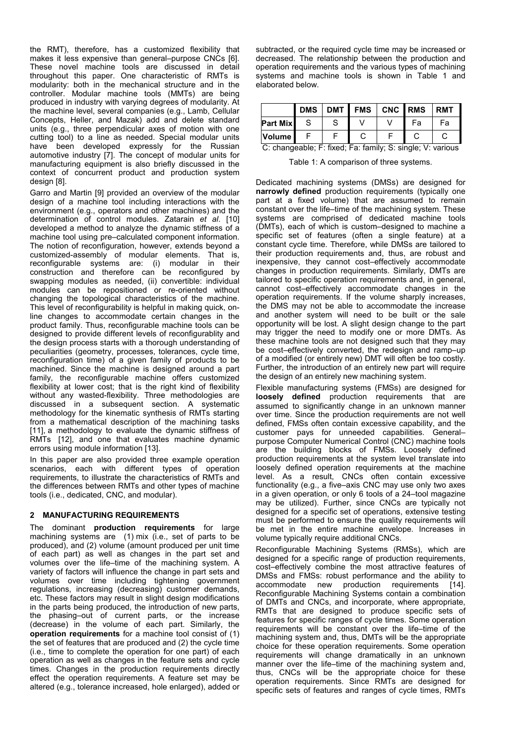the RMT), therefore, has a customized flexibility that makes it less expensive than general–purpose CNCs [6]. These novel machine tools are discussed in detail throughout this paper. One characteristic of RMTs is modularity: both in the mechanical structure and in the controller. Modular machine tools (MMTs) are being produced in industry with varying degrees of modularity. At the machine level, several companies (e.g., Lamb, Cellular Concepts, Heller, and Mazak) add and delete standard units (e.g., three perpendicular axes of motion with one cutting tool) to a line as needed. Special modular units have been developed expressly for the Russian automotive industry [7]. The concept of modular units for manufacturing equipment is also briefly discussed in the context of concurrent product and production system design [8].

Garro and Martin [9] provided an overview of the modular design of a machine tool including interactions with the environment (e.g., operators and other machines) and the determination of control modules. Zatarain *et al.* [10] developed a method to analyze the dynamic stiffness of a machine tool using pre–calculated component information. The notion of reconfiguration, however, extends beyond a customized-assembly of modular elements. That is, reconfigurable systems are: (i) modular in their construction and therefore can be reconfigured by swapping modules as needed, (ii) convertible: individual modules can be repositioned or re-oriented without changing the topological characteristics of the machine. This level of reconfigurability is helpful in making quick, on-line changes to accommodate certain changes in the product family. Thus, reconfigurable machine tools can be designed to provide different levels of reconfigurablity and the design process starts with a thorough understanding of peculiarities (geometry, processes, tolerances, cycle time, reconfiguration time) of a given family of products to be machined. Since the machine is designed around a part family, the reconfigurable machine offers customized flexibility at lower cost; that is the right kind of flexibility without any wasted-flexibility. Three methodologies are discussed in a subsequent section. A systematic methodology for the kinematic synthesis of RMTs starting from a mathematical description of the machining tasks [11], a methodology to evaluate the dynamic stiffness of RMTs [12], and one that evaluates machine dynamic errors using module information [13].

In this paper are also provided three example operation scenarios, each with different types of operation requirements, to illustrate the characteristics of RMTs and the differences between RMTs and other types of machine tools (i.e., dedicated, CNC, and modular).

## 2 MANUFACTURING REQUIREMENTS

The dominant **production requirements** for large machining systems are (1) mix (i.e., set of parts to be produced), and (2) volume (amount produced per unit time of each part) as well as changes in the part set and volumes over the life–time of the machining system. A variety of factors will influence the change in part sets and volumes over time including tightening government regulations, increasing (decreasing) customer demands, etc. These factors may result in slight design modifications in the parts being produced, the introduction of new parts, the phasing–out of current parts, or the increase (decrease) in the volume of each part. Similarly, the **operation requirements** for a machine tool consist of (1) the set of features that are produced and (2) the cycle time (i.e., time to complete the operation for one part) of each operation as well as changes in the feature sets and cycle times. Changes in the production requirements directly effect the operation requirements. A feature set may be altered (e.g., tolerance increased, hole enlarged), added or subtracted, or the required cycle time may be increased or decreased. The relationship between the production and operation requirements and the various types of machining systems and machine tools is shown in Table 1 and elaborated below.

| | DMS | DMT | FMS | CNC | RMS | RMT |
|---|---|---|---|---|---|---|
| Part Mix | S | S | V | V | Fa | Fa |
| Volume | F | F | C | F | C | C |

C: changeable; F: fixed; Fa: family; S: single; V: various

Table 1: A comparison of three systems.

Dedicated machining systems (DMSs) are designed for **narrowly defined** production requirements (typically one part at a fixed volume) that are assumed to remain constant over the life–time of the machining system. These systems are comprised of dedicated machine tools (DMTs), each of which is custom–designed to machine a specific set of features (often a single feature) at a constant cycle time. Therefore, while DMSs are tailored to their production requirements and, thus, are robust and inexpensive, they cannot cost–effectively accommodate changes in production requirements. Similarly, DMTs are tailored to specific operation requirements and, in general, cannot cost–effectively accommodate changes in the operation requirements. If the volume sharply increases, the DMS may not be able to accommodate the increase and another system will need to be built or the sale opportunity will be lost. A slight design change to the part may trigger the need to modify one or more DMTs. As these machine tools are not designed such that they may be cost–effectively converted, the redesign and ramp–up of a modified (or entirely new) DMT will often be too costly. Further, the introduction of an entirely new part will require the design of an entirely new machining system.

Flexible manufacturing systems (FMSs) are designed for **loosely defined** production requirements that are assumed to significantly change in an unknown manner over time. Since the production requirements are not well defined, FMSs often contain excessive capability, and the customer pays for unneeded capabilities. General–purpose Computer Numerical Control (CNC) machine tools are the building blocks of FMSs. Loosely defined production requirements at the system level translate into loosely defined operation requirements at the machine level. As a result, CNCs often contain excessive functionality (e.g., a five–axis CNC may use only two axes in a given operation, or only 6 tools of a 24–tool magazine may be utilized). Further, since CNCs are typically not designed for a specific set of operations, extensive testing must be performed to ensure the quality requirements will be met in the entire machine envelope. Increases in volume typically require additional CNCs.

Reconfigurable Machining Systems (RMSs), which are designed for a specific range of production requirements, cost–effectively combine the most attractive features of DMSs and FMSs: robust performance and the ability to accommodate new production requirements [14]. Reconfigurable Machining Systems contain a combination of DMTs and CNCs, and incorporate, where appropriate, RMTs that are designed to produce specific sets of features for specific ranges of cycle times. Some operation requirements will be constant over the life–time of the machining system and, thus, DMTs will be the appropriate choice for these operation requirements. Some operation requirements will change dramatically in an unknown manner over the life–time of the machining system and, thus, CNCs will be the appropriate choice for these operation requirements. Since RMTs are designed for specific sets of features and ranges of cycle times, RMTs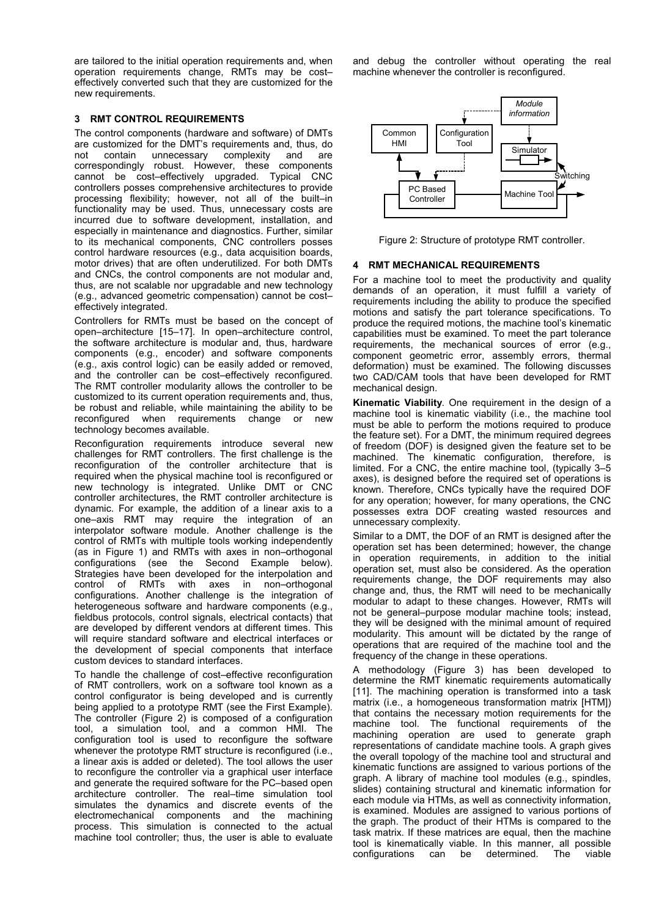are tailored to the initial operation requirements and, when operation requirements change, RMTs may be cost–effectively converted such that they are customized for the new requirements.

## 3 RMT CONTROL REQUIREMENTS

The control components (hardware and software) of DMTs are customized for the DMT's requirements and, thus, do not contain unnecessary complexity and are correspondingly robust. However, these components cannot be cost–effectively upgraded. Typical CNC controllers posses comprehensive architectures to provide processing flexibility; however, not all of the built–in functionality may be used. Thus, unnecessary costs are incurred due to software development, installation, and especially in maintenance and diagnostics. Further, similar to its mechanical components, CNC controllers posses control hardware resources (e.g., data acquisition boards, motor drives) that are often underutilized. For both DMTs and CNCs, the control components are not modular and, thus, are not scalable nor upgradable and new technology (e.g., advanced geometric compensation) cannot be cost–effectively integrated.

Controllers for RMTs must be based on the concept of open–architecture [15–17]. In open–architecture control, the software architecture is modular and, thus, hardware components (e.g., encoder) and software components (e.g., axis control logic) can be easily added or removed, and the controller can be cost–effectively reconfigured. The RMT controller modularity allows the controller to be customized to its current operation requirements and, thus, be robust and reliable, while maintaining the ability to be reconfigured when requirements change or new technology becomes available.

Reconfiguration requirements introduce several new challenges for RMT controllers. The first challenge is the reconfiguration of the controller architecture that is required when the physical machine tool is reconfigured or new technology is integrated. Unlike DMT or CNC controller architectures, the RMT controller architecture is dynamic. For example, the addition of a linear axis to a one–axis RMT may require the integration of an interpolator software module. Another challenge is the control of RMTs with multiple tools working independently (as in Figure 1) and RMTs with axes in non–orthogonal configurations (see the Second Example below). Strategies have been developed for the interpolation and control of RMTs with axes in non–orthogonal configurations. Another challenge is the integration of heterogeneous software and hardware components (e.g., fieldbus protocols, control signals, electrical contacts) that are developed by different vendors at different times. This will require standard software and electrical interfaces or the development of special components that interface custom devices to standard interfaces.

To handle the challenge of cost–effective reconfiguration of RMT controllers, work on a software tool known as a control configurator is being developed and is currently being applied to a prototype RMT (see the First Example). The controller (Figure 2) is composed of a configuration tool, a simulation tool, and a common HMI. The configuration tool is used to reconfigure the software whenever the prototype RMT structure is reconfigured (i.e., a linear axis is added or deleted). The tool allows the user to reconfigure the controller via a graphical user interface and generate the required software for the PC–based open architecture controller. The real–time simulation tool simulates the dynamics and discrete events of the electromechanical components and the machining process. This simulation is connected to the actual machine tool controller; thus, the user is able to evaluate and debug the controller without operating the real machine whenever the controller is reconfigured.

Module information
Common HMI
Configuration Tool
Simulator
Switching
PC Based Controller
Machine Tool

Figure 2: Structure of prototype RMT controller.

## 4 RMT MECHANICAL REQUIREMENTS

For a machine tool to meet the productivity and quality demands of an operation, it must fulfill a variety of requirements including the ability to produce the specified motions and satisfy the part tolerance specifications. To produce the required motions, the machine tool's kinematic capabilities must be examined. To meet the part tolerance requirements, the mechanical sources of error (e.g., component geometric error, assembly errors, thermal deformation) must be examined. The following discusses two CAD/CAM tools that have been developed for RMT mechanical design.

**Kinematic Viability**. One requirement in the design of a machine tool is kinematic viability (i.e., the machine tool must be able to perform the motions required to produce the feature set). For a DMT, the minimum required degrees of freedom (DOF) is designed given the feature set to be machined. The kinematic configuration, therefore, is limited. For a CNC, the entire machine tool, (typically 3–5 axes), is designed before the required set of operations is known. Therefore, CNCs typically have the required DOF for any operation; however, for many operations, the CNC possesses extra DOF creating wasted resources and unnecessary complexity.

Similar to a DMT, the DOF of an RMT is designed after the operation set has been determined; however, the change in operation requirements, in addition to the initial operation set, must also be considered. As the operation requirements change, the DOF requirements may also change and, thus, the RMT will need to be mechanically modular to adapt to these changes. However, RMTs will not be general–purpose modular machine tools; instead, they will be designed with the minimal amount of required modularity. This amount will be dictated by the range of operations that are required of the machine tool and the frequency of the change in these operations.

A methodology (Figure 3) has been developed to determine the RMT kinematic requirements automatically [11]. The machining operation is transformed into a task matrix (i.e., a homogeneous transformation matrix [HTM]) that contains the necessary motion requirements for the machine tool. The functional requirements of the machining operation are used to generate graph representations of candidate machine tools. A graph gives the overall topology of the machine tool and structural and kinematic functions are assigned to various portions of the graph. A library of machine tool modules (e.g., spindles, slides) containing structural and kinematic information for each module via HTMs, as well as connectivity information, is examined. Modules are assigned to various portions of the graph. The product of their HTMs is compared to the task matrix. If these matrices are equal, then the machine tool is kinematically viable. In this manner, all possible configurations can be determined. The viable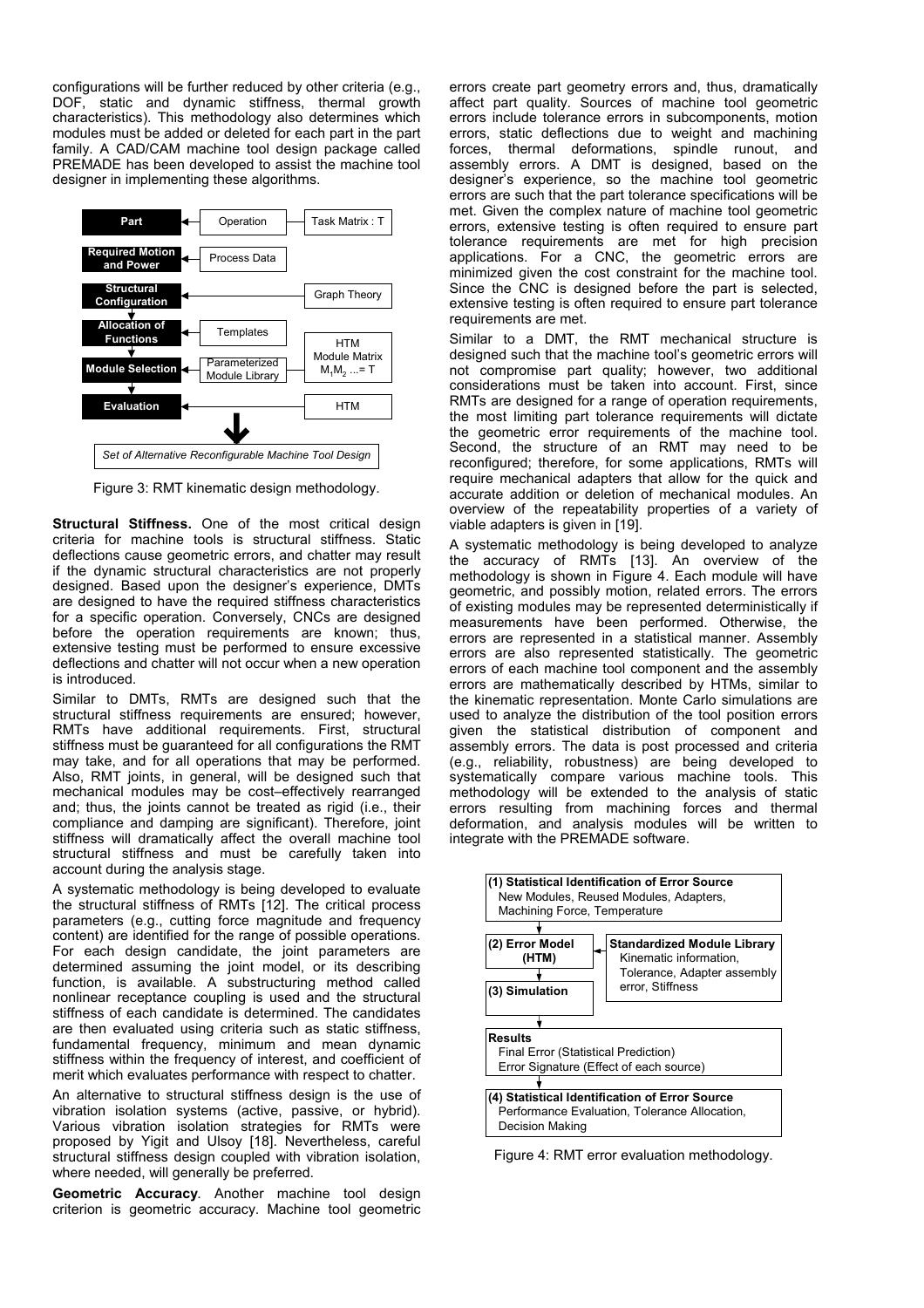configurations will be further reduced by other criteria (e.g., DOF, static and dynamic stiffness, thermal growth characteristics). This methodology also determines which modules must be added or deleted for each part in the part family. A CAD/CAM machine tool design package called PREMADE has been developed to assist the machine tool designer in implementing these algorithms.

**Part** ← Operation — Task Matrix : T

**Required Motion and Power** ← Process Data

**Structural Configuration** ← Graph Theory

**Allocation of Functions** ← Templates

**Module Selection** ← Parameterized Module Library — HTM Module Matrix $M_1M_2 ... = T$

**Evaluation** ← HTM

*Set of Alternative Reconfigurable Machine Tool Design*

Figure 3: RMT kinematic design methodology.

**Structural Stiffness.** One of the most critical design criteria for machine tools is structural stiffness. Static deflections cause geometric errors, and chatter may result if the dynamic structural characteristics are not properly designed. Based upon the designer's experience, DMTs are designed to have the required stiffness characteristics for a specific operation. Conversely, CNCs are designed before the operation requirements are known; thus, extensive testing must be performed to ensure excessive deflections and chatter will not occur when a new operation is introduced.

Similar to DMTs, RMTs are designed such that the structural stiffness requirements are ensured; however, RMTs have additional requirements. First, structural stiffness must be guaranteed for all configurations the RMT may take, and for all operations that may be performed. Also, RMT joints, in general, will be designed such that mechanical modules may be cost–effectively rearranged and; thus, the joints cannot be treated as rigid (i.e., their compliance and damping are significant). Therefore, joint stiffness will dramatically affect the overall machine tool structural stiffness and must be carefully taken into account during the analysis stage.

A systematic methodology is being developed to evaluate the structural stiffness of RMTs [12]. The critical process parameters (e.g., cutting force magnitude and frequency content) are identified for the range of possible operations. For each design candidate, the joint parameters are determined assuming the joint model, or its describing function, is available. A substructuring method called nonlinear receptance coupling is used and the structural stiffness of each candidate is determined. The candidates are then evaluated using criteria such as static stiffness, fundamental frequency, minimum and mean dynamic stiffness within the frequency of interest, and coefficient of merit which evaluates performance with respect to chatter.

An alternative to structural stiffness design is the use of vibration isolation systems (active, passive, or hybrid). Various vibration isolation strategies for RMTs were proposed by Yigit and Ulsoy [18]. Nevertheless, careful structural stiffness design coupled with vibration isolation, where needed, will generally be preferred.

**Geometric Accuracy**. Another machine tool design criterion is geometric accuracy. Machine tool geometric errors create part geometry errors and, thus, dramatically affect part quality. Sources of machine tool geometric errors include tolerance errors in subcomponents, motion errors, static deflections due to weight and machining forces, thermal deformations, spindle runout, and assembly errors. A DMT is designed, based on the designer's experience, so the machine tool geometric errors are such that the part tolerance specifications will be met. Given the complex nature of machine tool geometric errors, extensive testing is often required to ensure part tolerance requirements are met for high precision applications. For a CNC, the geometric errors are minimized given the cost constraint for the machine tool. Since the CNC is designed before the part is selected, extensive testing is often required to ensure part tolerance requirements are met.

Similar to a DMT, the RMT mechanical structure is designed such that the machine tool's geometric errors will not compromise part quality; however, two additional considerations must be taken into account. First, since RMTs are designed for a range of operation requirements, the most limiting part tolerance requirements will dictate the geometric error requirements of the machine tool. Second, the structure of an RMT may need to be reconfigured; therefore, for some applications, RMTs will require mechanical adapters that allow for the quick and accurate addition or deletion of mechanical modules. An overview of the repeatability properties of a variety of viable adapters is given in [19].

A systematic methodology is being developed to analyze the accuracy of RMTs [13]. An overview of the methodology is shown in Figure 4. Each module will have geometric, and possibly motion, related errors. The errors of existing modules may be represented deterministically if measurements have been performed. Otherwise, the errors are represented in a statistical manner. Assembly errors are also represented statistically. The geometric errors of each machine tool component and the assembly errors are mathematically described by HTMs, similar to the kinematic representation. Monte Carlo simulations are used to analyze the distribution of the tool position errors given the statistical distribution of component and assembly errors. The data is post processed and criteria (e.g., reliability, robustness) are being developed to systematically compare various machine tools. This methodology will be extended to the analysis of static errors resulting from machining forces and thermal deformation, and analysis modules will be written to integrate with the PREMADE software.

**(1) Statistical Identification of Error Source**
New Modules, Reused Modules, Adapters, Machining Force, Temperature

**(2) Error Model (HTM)** ← **Standardized Module Library**: Kinematic information, Tolerance, Adapter assembly error, Stiffness

**(3) Simulation**

**Results**
Final Error (Statistical Prediction)
Error Signature (Effect of each source)

**(4) Statistical Identification of Error Source**
Performance Evaluation, Tolerance Allocation, Decision Making

Figure 4: RMT error evaluation methodology.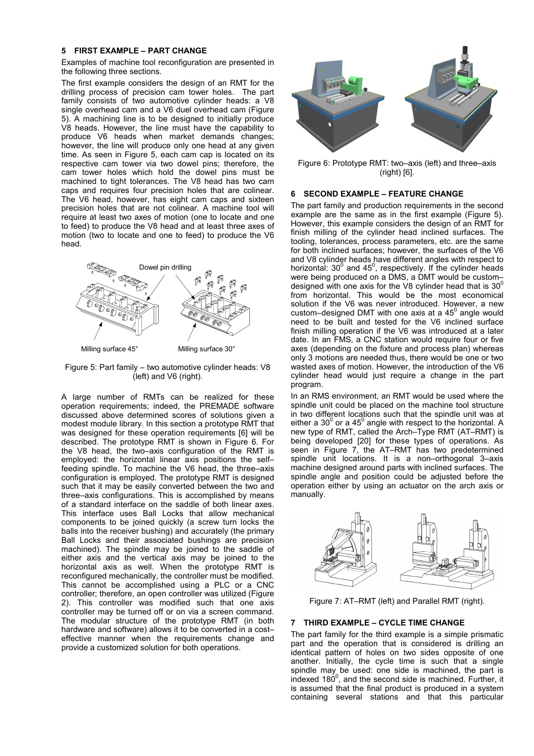## 5 FIRST EXAMPLE – PART CHANGE

Examples of machine tool reconfiguration are presented in the following three sections.

The first example considers the design of an RMT for the drilling process of precision cam tower holes. The part family consists of two automotive cylinder heads: a V8 single overhead cam and a V6 duel overhead cam (Figure 5). A machining line is to be designed to initially produce V8 heads. However, the line must have the capability to produce V6 heads when market demands changes; however, the line will produce only one head at any given time. As seen in Figure 5, each cam cap is located on its respective cam tower via two dowel pins; therefore, the cam tower holes which hold the dowel pins must be machined to tight tolerances. The V8 head has two cam caps and requires four precision holes that are colinear. The V6 head, however, has eight cam caps and sixteen precision holes that are not colinear. A machine tool will require at least two axes of motion (one to locate and one to feed) to produce the V8 head and at least three axes of motion (two to locate and one to feed) to produce the V6 head.

Dowel pin drilling

Milling surface 45° Milling surface 30°

Figure 5: Part family – two automotive cylinder heads: V8 (left) and V6 (right).

A large number of RMTs can be realized for these operation requirements; indeed, the PREMADE software discussed above determined scores of solutions given a modest module library. In this section a prototype RMT that was designed for these operation requirements [6] will be described. The prototype RMT is shown in Figure 6. For the V8 head, the two–axis configuration of the RMT is employed: the horizontal linear axis positions the self–feeding spindle. To machine the V6 head, the three–axis configuration is employed. The prototype RMT is designed such that it may be easily converted between the two and three–axis configurations. This is accomplished by means of a standard interface on the saddle of both linear axes. This interface uses Ball Locks that allow mechanical components to be joined quickly (a screw turn locks the balls into the receiver bushing) and accurately (the primary Ball Locks and their associated bushings are precision machined). The spindle may be joined to the saddle of either axis and the vertical axis may be joined to the horizontal axis as well. When the prototype RMT is reconfigured mechanically, the controller must be modified. This cannot be accomplished using a PLC or a CNC controller; therefore, an open controller was utilized (Figure 2). This controller was modified such that one axis controller may be turned off or on via a screen command. The modular structure of the prototype RMT (in both hardware and software) allows it to be converted in a cost–effective manner when the requirements change and provide a customized solution for both operations.

Figure 6: Prototype RMT: two–axis (left) and three–axis (right) [6].

## 6 SECOND EXAMPLE – FEATURE CHANGE

The part family and production requirements in the second example are the same as in the first example (Figure 5). However, this example considers the design of an RMT for finish milling of the cylinder head inclined surfaces. The tooling, tolerances, process parameters, etc. are the same for both inclined surfaces; however, the surfaces of the V6 and V8 cylinder heads have different angles with respect to horizontal: $30^0$ and $45^0$, respectively. If the cylinder heads were being produced on a DMS, a DMT would be custom–designed with one axis for the V8 cylinder head that is $30^0$ from horizontal. This would be the most economical solution if the V6 was never introduced. However, a new custom–designed DMT with one axis at a $45^0$ angle would need to be built and tested for the V6 inclined surface finish milling operation if the V6 was introduced at a later date. In an FMS, a CNC station would require four or five axes (depending on the fixture and process plan) whereas only 3 motions are needed thus, there would be one or two wasted axes of motion. However, the introduction of the V6 cylinder head would just require a change in the part program.

In an RMS environment, an RMT would be used where the spindle unit could be placed on the machine tool structure in two different locations such that the spindle unit was at either a $30^0$ or a $45^0$ angle with respect to the horizontal. A new type of RMT, called the Arch–Type RMT (AT–RMT) is being developed [20] for these types of operations. As seen in Figure 7, the AT–RMT has two predetermined spindle unit locations. It is a non–orthogonal 3–axis machine designed around parts with inclined surfaces. The spindle angle and position could be adjusted before the operation either by using an actuator on the arch axis or manually.

Figure 7: AT–RMT (left) and Parallel RMT (right).

## 7 THIRD EXAMPLE – CYCLE TIME CHANGE

The part family for the third example is a simple prismatic part and the operation that is considered is drilling an identical pattern of holes on two sides opposite of one another. Initially, the cycle time is such that a single spindle may be used: one side is machined, the part is indexed $180^0$, and the second side is machined. Further, it is assumed that the final product is produced in a system containing several stations and that this particular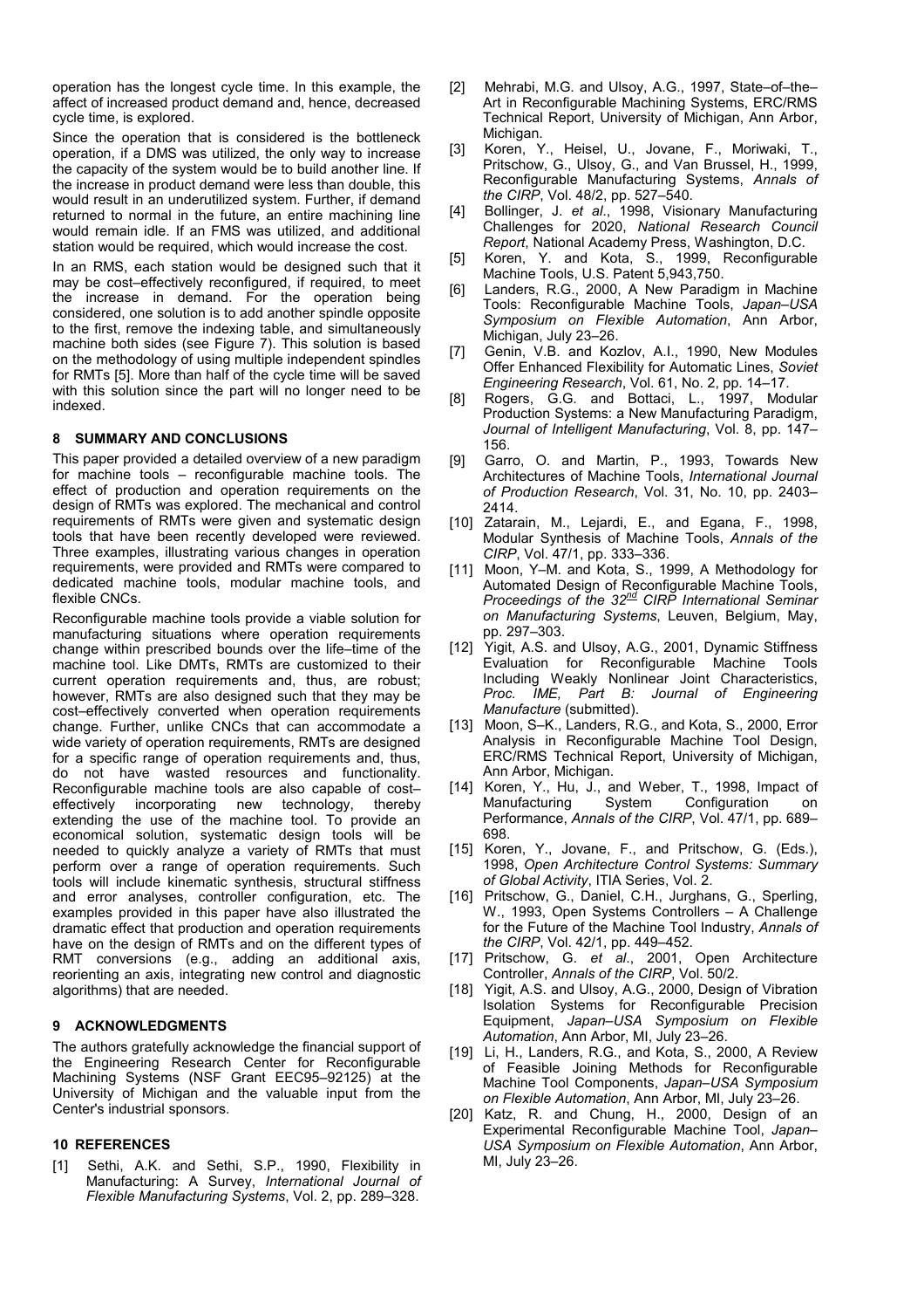operation has the longest cycle time. In this example, the affect of increased product demand and, hence, decreased cycle time, is explored.

Since the operation that is considered is the bottleneck operation, if a DMS was utilized, the only way to increase the capacity of the system would be to build another line. If the increase in product demand were less than double, this would result in an underutilized system. Further, if demand returned to normal in the future, an entire machining line would remain idle. If an FMS was utilized, and additional station would be required, which would increase the cost.

In an RMS, each station would be designed such that it may be cost–effectively reconfigured, if required, to meet the increase in demand. For the operation being considered, one solution is to add another spindle opposite to the first, remove the indexing table, and simultaneously machine both sides (see Figure 7). This solution is based on the methodology of using multiple independent spindles for RMTs [5]. More than half of the cycle time will be saved with this solution since the part will no longer need to be indexed.

## 8 SUMMARY AND CONCLUSIONS

This paper provided a detailed overview of a new paradigm for machine tools – reconfigurable machine tools. The effect of production and operation requirements on the design of RMTs was explored. The mechanical and control requirements of RMTs were given and systematic design tools that have been recently developed were reviewed. Three examples, illustrating various changes in operation requirements, were provided and RMTs were compared to dedicated machine tools, modular machine tools, and flexible CNCs.

Reconfigurable machine tools provide a viable solution for manufacturing situations where operation requirements change within prescribed bounds over the life–time of the machine tool. Like DMTs, RMTs are customized to their current operation requirements and, thus, are robust; however, RMTs are also designed such that they may be cost–effectively converted when operation requirements change. Further, unlike CNCs that can accommodate a wide variety of operation requirements, RMTs are designed for a specific range of operation requirements and, thus, do not have wasted resources and functionality. Reconfigurable machine tools are also capable of cost–effectively incorporating new technology, thereby extending the use of the machine tool. To provide an economical solution, systematic design tools will be needed to quickly analyze a variety of RMTs that must perform over a range of operation requirements. Such tools will include kinematic synthesis, structural stiffness and error analyses, controller configuration, etc. The examples provided in this paper have also illustrated the dramatic effect that production and operation requirements have on the design of RMTs and on the different types of RMT conversions (e.g., adding an additional axis, reorienting an axis, integrating new control and diagnostic algorithms) that are needed.

## 9 ACKNOWLEDGMENTS

The authors gratefully acknowledge the financial support of the Engineering Research Center for Reconfigurable Machining Systems (NSF Grant EEC95–92125) at the University of Michigan and the valuable input from the Center's industrial sponsors.

## 10 REFERENCES

[1] Sethi, A.K. and Sethi, S.P., 1990, Flexibility in Manufacturing: A Survey, *International Journal of Flexible Manufacturing Systems*, Vol. 2, pp. 289–328.

[2] Mehrabi, M.G. and Ulsoy, A.G., 1997, State–of–the–Art in Reconfigurable Machining Systems, ERC/RMS Technical Report, University of Michigan, Ann Arbor, Michigan.

[3] Koren, Y., Heisel, U., Jovane, F., Moriwaki, T., Pritschow, G., Ulsoy, G., and Van Brussel, H., 1999, Reconfigurable Manufacturing Systems, *Annals of the CIRP*, Vol. 48/2, pp. 527–540.

[4] Bollinger, J. *et al*., 1998, Visionary Manufacturing Challenges for 2020, *National Research Council Report*, National Academy Press, Washington, D.C.

[5] Koren, Y. and Kota, S., 1999, Reconfigurable Machine Tools, U.S. Patent 5,943,750.

[6] Landers, R.G., 2000, A New Paradigm in Machine Tools: Reconfigurable Machine Tools, *Japan–USA Symposium on Flexible Automation*, Ann Arbor, Michigan, July 23–26.

[7] Genin, V.B. and Kozlov, A.I., 1990, New Modules Offer Enhanced Flexibility for Automatic Lines, *Soviet Engineering Research*, Vol. 61, No. 2, pp. 14–17.

[8] Rogers, G.G. and Bottaci, L., 1997, Modular Production Systems: a New Manufacturing Paradigm, *Journal of Intelligent Manufacturing*, Vol. 8, pp. 147–156.

[9] Garro, O. and Martin, P., 1993, Towards New Architectures of Machine Tools, *International Journal of Production Research*, Vol. 31, No. 10, pp. 2403–2414.

[10] Zatarain, M., Lejardi, E., and Egana, F., 1998, Modular Synthesis of Machine Tools, *Annals of the CIRP*, Vol. 47/1, pp. 333–336.

[11] Moon, Y–M. and Kota, S., 1999, A Methodology for Automated Design of Reconfigurable Machine Tools, *Proceedings of the 32nd CIRP International Seminar on Manufacturing Systems*, Leuven, Belgium, May, pp. 297–303.

[12] Yigit, A.S. and Ulsoy, A.G., 2001, Dynamic Stiffness Evaluation for Reconfigurable Machine Tools Including Weakly Nonlinear Joint Characteristics, *Proc. IME, Part B: Journal of Engineering Manufacture* (submitted).

[13] Moon, S–K., Landers, R.G., and Kota, S., 2000, Error Analysis in Reconfigurable Machine Tool Design, ERC/RMS Technical Report, University of Michigan, Ann Arbor, Michigan.

[14] Koren, Y., Hu, J., and Weber, T., 1998, Impact of Manufacturing System Configuration on Performance, *Annals of the CIRP*, Vol. 47/1, pp. 689–698.

[15] Koren, Y., Jovane, F., and Pritschow, G. (Eds.), 1998, *Open Architecture Control Systems: Summary of Global Activity*, ITIA Series, Vol. 2.

[16] Pritschow, G., Daniel, C.H., Jurghans, G., Sperling, W., 1993, Open Systems Controllers – A Challenge for the Future of the Machine Tool Industry, *Annals of the CIRP*, Vol. 42/1, pp. 449–452.

[17] Pritschow, G. *et al*., 2001, Open Architecture Controller, *Annals of the CIRP*, Vol. 50/2.

[18] Yigit, A.S. and Ulsoy, A.G., 2000, Design of Vibration Isolation Systems for Reconfigurable Precision Equipment, *Japan–USA Symposium on Flexible Automation*, Ann Arbor, MI, July 23–26.

[19] Li, H., Landers, R.G., and Kota, S., 2000, A Review of Feasible Joining Methods for Reconfigurable Machine Tool Components, *Japan–USA Symposium on Flexible Automation*, Ann Arbor, MI, July 23–26.

[20] Katz, R. and Chung, H., 2000, Design of an Experimental Reconfigurable Machine Tool, *Japan–USA Symposium on Flexible Automation*, Ann Arbor, MI, July 23–26.